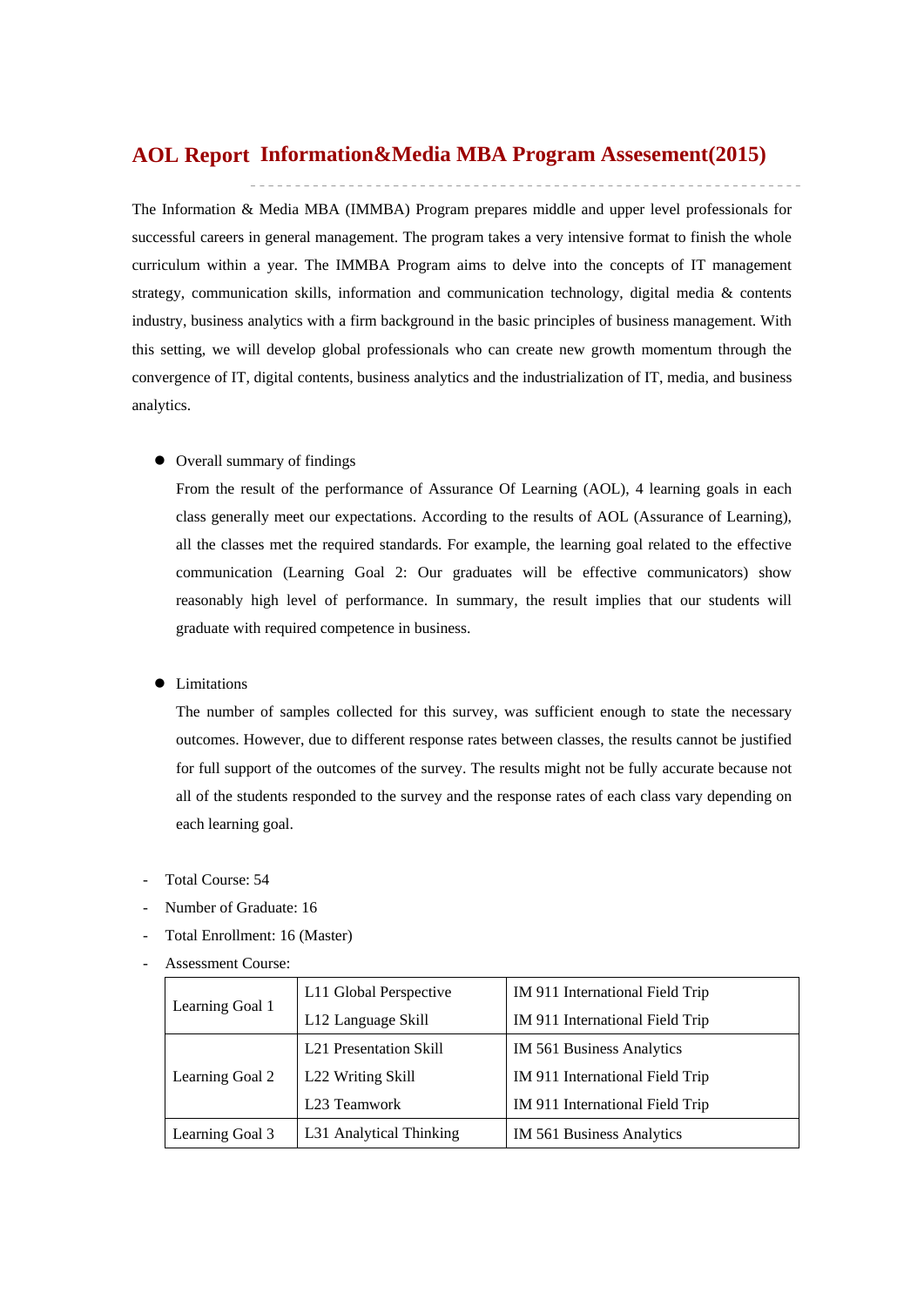# AOL Report  Information&Media MBA Program Assesement(2015)

The Information & Media MBA (IMMBA) Program prepares middle and upper level professionals for successful careers in general management. The program takes a very intensive format to finish the whole curriculum within a year. The IMMBA Program aims to delve into the concepts of IT management strategy, communication skills, information and communication technology, digital media & contents industry, business analytics with a firm background in the basic principles of business management. With this setting, we will develop global professionals who can create new growth momentum through the convergence of IT, digital contents, business analytics and the industrialization of IT, media, and business analytics.

- Overall summary of findings

  From the result of the performance of Assurance Of Learning (AOL), 4 learning goals in each class generally meet our expectations. According to the results of AOL (Assurance of Learning), all the classes met the required standards. For example, the learning goal related to the effective communication (Learning Goal 2: Our graduates will be effective communicators) show reasonably high level of performance. In summary, the result implies that our students will graduate with required competence in business.

- Limitations

  The number of samples collected for this survey, was sufficient enough to state the necessary outcomes. However, due to different response rates between classes, the results cannot be justified for full support of the outcomes of the survey. The results might not be fully accurate because not all of the students responded to the survey and the response rates of each class vary depending on each learning goal.

- Total Course: 54
- Number of Graduate: 16
- Total Enrollment: 16 (Master)
- Assessment Course:

| | | |
|---|---|---|
| Learning Goal 1 | L11 Global Perspective | IM 911 International Field Trip |
| | L12 Language Skill | IM 911 International Field Trip |
| Learning Goal 2 | L21 Presentation Skill | IM 561 Business Analytics |
| | L22 Writing Skill | IM 911 International Field Trip |
| | L23 Teamwork | IM 911 International Field Trip |
| Learning Goal 3 | L31 Analytical Thinking | IM 561 Business Analytics |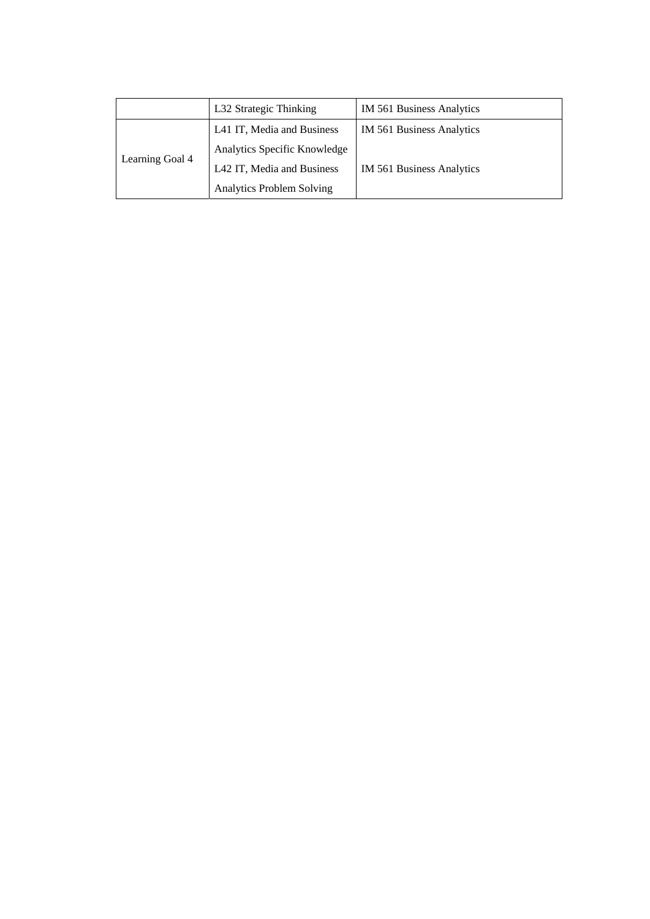| | | |
|---|---|---|
| | L32 Strategic Thinking | IM 561 Business Analytics |
| Learning Goal 4 | L41 IT, Media and Business Analytics Specific Knowledge | IM 561 Business Analytics |
| | L42 IT, Media and Business Analytics Problem Solving | IM 561 Business Analytics |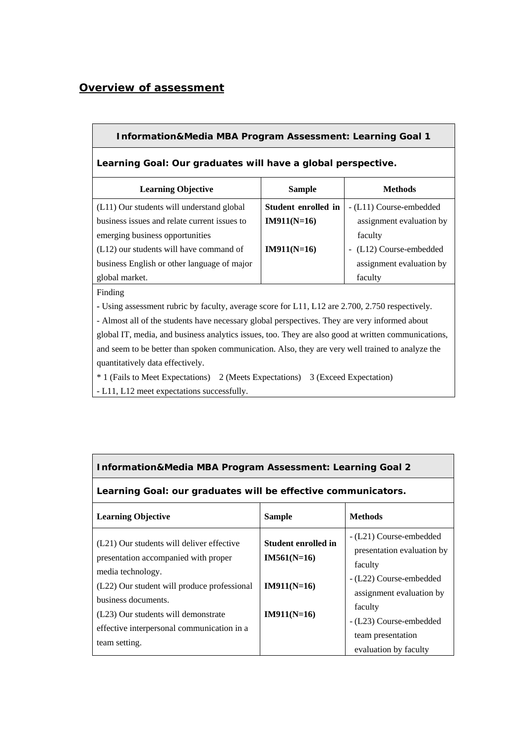## Overview of assessment

| **Information&Media MBA Program Assessment: Learning Goal 1** | | |
|---|---|---|
| **Learning Goal: Our graduates will have a global perspective.** | | |
| **Learning Objective** | **Sample** | **Methods** |
| (L11) Our students will understand global business issues and relate current issues to emerging business opportunities<br>(L12) our students will have command of business English or other language of major global market. | **Student enrolled in IM911(N=16)**<br><br>**IM911(N=16)** | - (L11) Course-embedded assignment evaluation by faculty<br>- (L12) Course-embedded assignment evaluation by faculty |
| Finding<br>- Using assessment rubric by faculty, average score for L11, L12 are 2.700, 2.750 respectively.<br>- Almost all of the students have necessary global perspectives. They are very informed about global IT, media, and business analytics issues, too. They are also good at written communications, and seem to be better than spoken communication. Also, they are very well trained to analyze the quantitatively data effectively.<br>* 1 (Fails to Meet Expectations) 2 (Meets Expectations) 3 (Exceed Expectation)<br>- L11, L12 meet expectations successfully. | | |

| **Information&Media MBA Program Assessment: Learning Goal 2** | | |
|---|---|---|
| **Learning Goal: our graduates will be effective communicators.** | | |
| **Learning Objective** | **Sample** | **Methods** |
| (L21) Our students will deliver effective presentation accompanied with proper media technology.<br>(L22) Our student will produce professional business documents.<br>(L23) Our students will demonstrate effective interpersonal communication in a team setting. | **Student enrolled in IM561(N=16)**<br><br>**IM911(N=16)**<br><br>**IM911(N=16)** | - (L21) Course-embedded presentation evaluation by faculty<br>- (L22) Course-embedded assignment evaluation by faculty<br>- (L23) Course-embedded team presentation evaluation by faculty |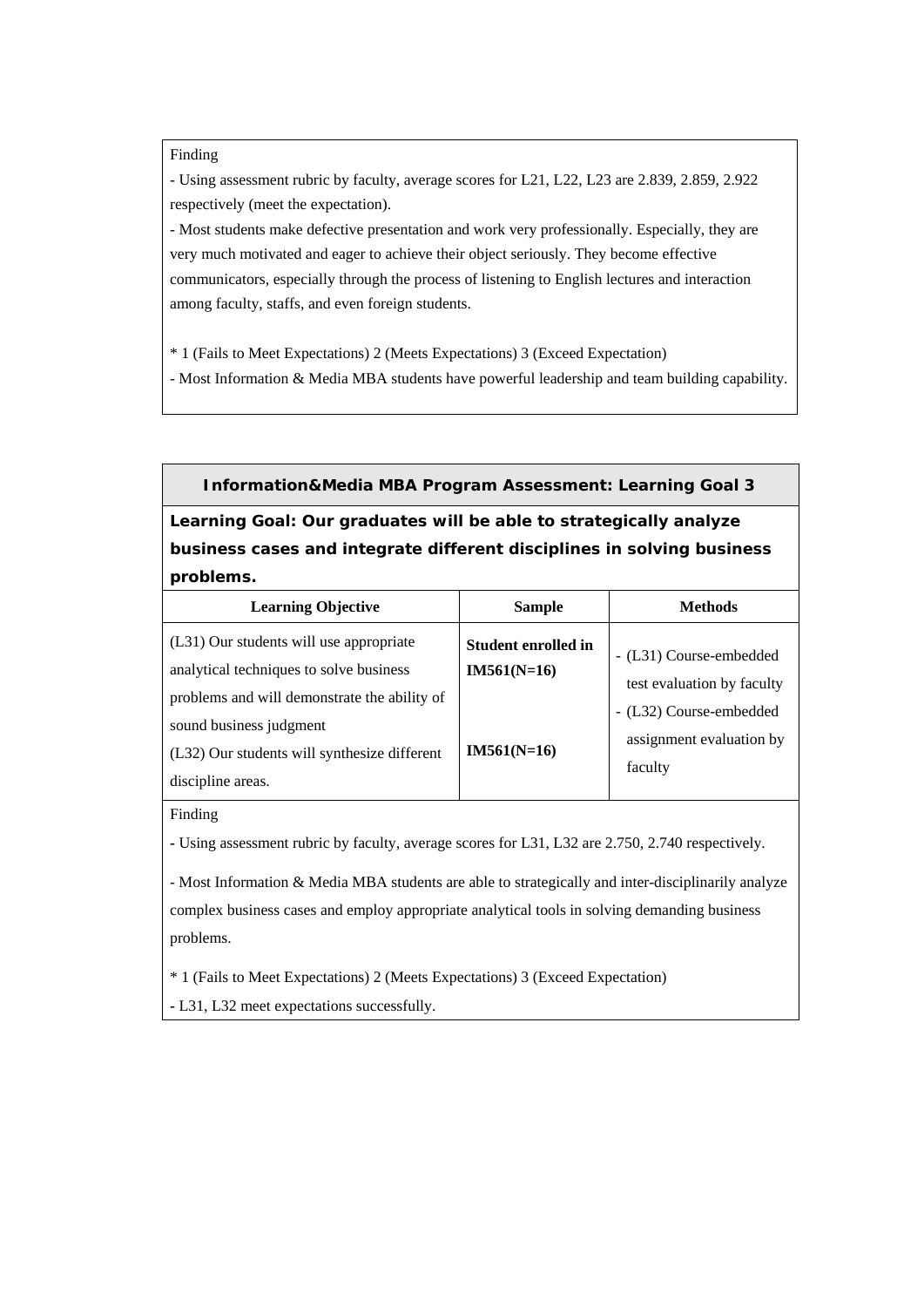Finding

- Using assessment rubric by faculty, average scores for L21, L22, L23 are 2.839, 2.859, 2.922 respectively (meet the expectation).
- Most students make defective presentation and work very professionally. Especially, they are very much motivated and eager to achieve their object seriously. They become effective communicators, especially through the process of listening to English lectures and interaction among faculty, staffs, and even foreign students.

* 1 (Fails to Meet Expectations) 2 (Meets Expectations) 3 (Exceed Expectation)
- Most Information & Media MBA students have powerful leadership and team building capability.

**Information&Media MBA Program Assessment: Learning Goal 3**

**Learning Goal: Our graduates will be able to strategically analyze business cases and integrate different disciplines in solving business problems.**

| Learning Objective | Sample | Methods |
|---|---|---|
| (L31) Our students will use appropriate analytical techniques to solve business problems and will demonstrate the ability of sound business judgment<br>(L32) Our students will synthesize different discipline areas. | **Student enrolled in IM561(N=16)**<br><br>**IM561(N=16)** | - (L31) Course-embedded test evaluation by faculty<br>- (L32) Course-embedded assignment evaluation by faculty |

Finding

- Using assessment rubric by faculty, average scores for L31, L32 are 2.750, 2.740 respectively.

- Most Information & Media MBA students are able to strategically and inter-disciplinarily analyze complex business cases and employ appropriate analytical tools in solving demanding business problems.

* 1 (Fails to Meet Expectations) 2 (Meets Expectations) 3 (Exceed Expectation)
- L31, L32 meet expectations successfully.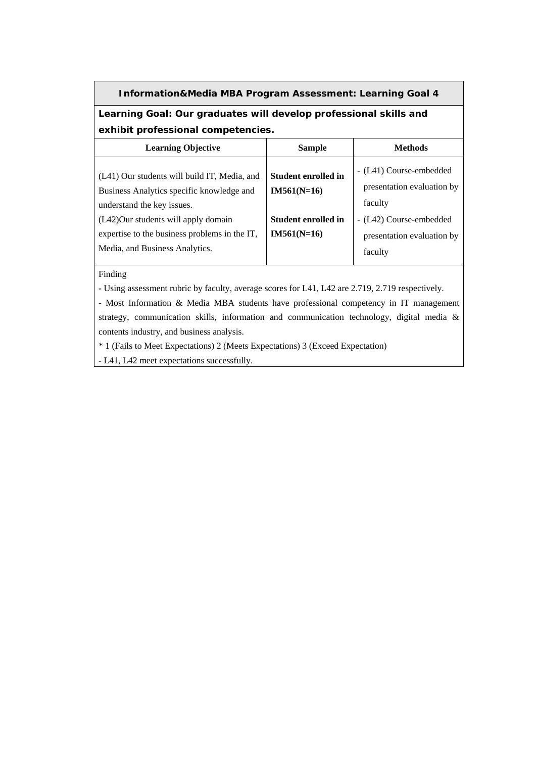**Information&Media MBA Program Assessment: Learning Goal 4**

**Learning Goal: Our graduates will develop professional skills and exhibit professional competencies.**

| Learning Objective | Sample | Methods |
|---|---|---|
| (L41) Our students will build IT, Media, and Business Analytics specific knowledge and understand the key issues.<br>(L42)Our students will apply domain expertise to the business problems in the IT, Media, and Business Analytics. | **Student enrolled in IM561(N=16)**<br><br>**Student enrolled in IM561(N=16)** | - (L41) Course-embedded presentation evaluation by faculty<br>- (L42) Course-embedded presentation evaluation by faculty |

Finding

- Using assessment rubric by faculty, average scores for L41, L42 are 2.719, 2.719 respectively.
- Most Information & Media MBA students have professional competency in IT management strategy, communication skills, information and communication technology, digital media & contents industry, and business analysis.

* 1 (Fails to Meet Expectations) 2 (Meets Expectations) 3 (Exceed Expectation)

- L41, L42 meet expectations successfully.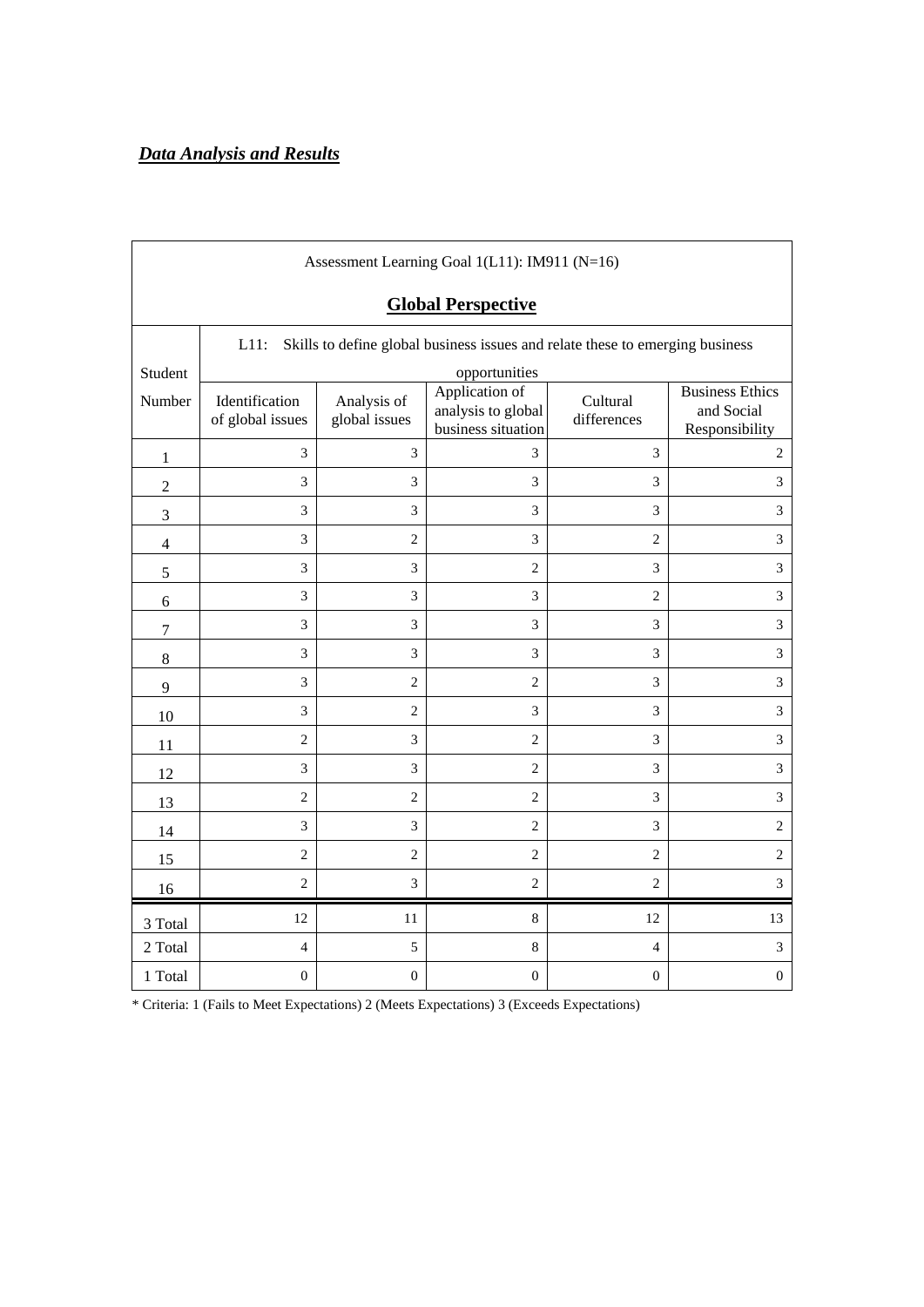***Data Analysis and Results***

| Assessment Learning Goal 1(L11): IM911 (N=16) | | | | | |
|---|---|---|---|---|---|
| **Global Perspective** | | | | | |
| Student Number | L11: Skills to define global business issues and relate these to emerging business opportunities | | | | |
| | Identification of global issues | Analysis of global issues | Application of analysis to global business situation | Cultural differences | Business Ethics and Social Responsibility |
| 1 | 3 | 3 | 3 | 3 | 2 |
| 2 | 3 | 3 | 3 | 3 | 3 |
| 3 | 3 | 3 | 3 | 3 | 3 |
| 4 | 3 | 2 | 3 | 2 | 3 |
| 5 | 3 | 3 | 2 | 3 | 3 |
| 6 | 3 | 3 | 3 | 2 | 3 |
| 7 | 3 | 3 | 3 | 3 | 3 |
| 8 | 3 | 3 | 3 | 3 | 3 |
| 9 | 3 | 2 | 2 | 3 | 3 |
| 10 | 3 | 2 | 3 | 3 | 3 |
| 11 | 2 | 3 | 2 | 3 | 3 |
| 12 | 3 | 3 | 2 | 3 | 3 |
| 13 | 2 | 2 | 2 | 3 | 3 |
| 14 | 3 | 3 | 2 | 3 | 2 |
| 15 | 2 | 2 | 2 | 2 | 2 |
| 16 | 2 | 3 | 2 | 2 | 3 |
| 3 Total | 12 | 11 | 8 | 12 | 13 |
| 2 Total | 4 | 5 | 8 | 4 | 3 |
| 1 Total | 0 | 0 | 0 | 0 | 0 |

* Criteria: 1 (Fails to Meet Expectations) 2 (Meets Expectations) 3 (Exceeds Expectations)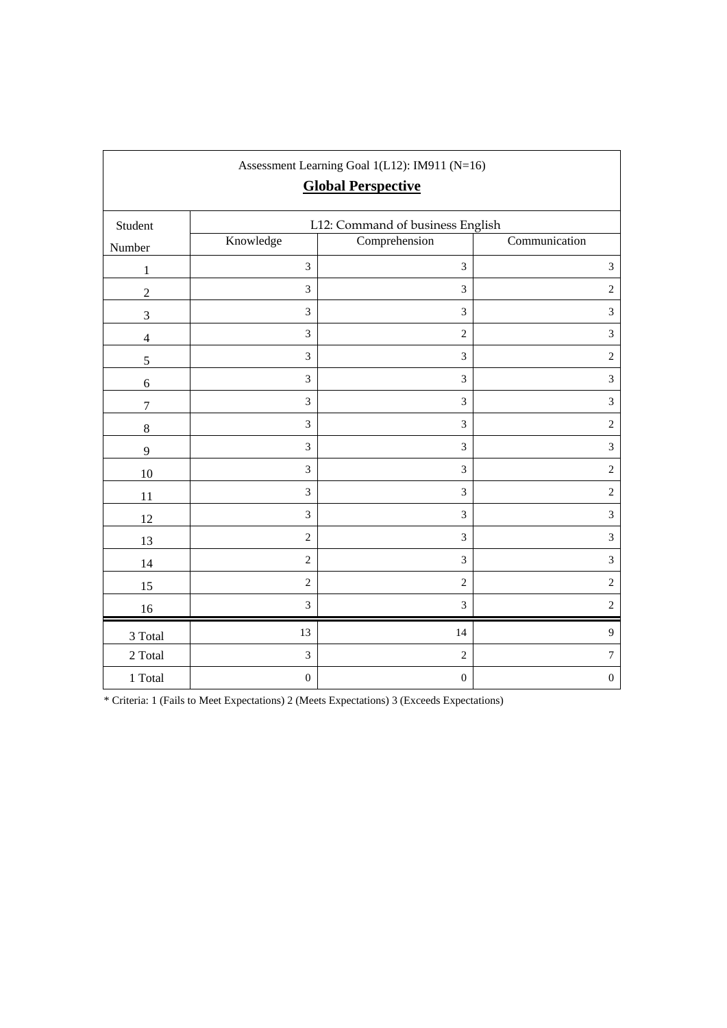Assessment Learning Goal 1(L12): IM911 (N=16)

**Global Perspective**

| Student Number | L12: Command of business English | | |
|---|---|---|---|
| | Knowledge | Comprehension | Communication |
| 1 | 3 | 3 | 3 |
| 2 | 3 | 3 | 2 |
| 3 | 3 | 3 | 3 |
| 4 | 3 | 2 | 3 |
| 5 | 3 | 3 | 2 |
| 6 | 3 | 3 | 3 |
| 7 | 3 | 3 | 3 |
| 8 | 3 | 3 | 2 |
| 9 | 3 | 3 | 3 |
| 10 | 3 | 3 | 2 |
| 11 | 3 | 3 | 2 |
| 12 | 3 | 3 | 3 |
| 13 | 2 | 3 | 3 |
| 14 | 2 | 3 | 3 |
| 15 | 2 | 2 | 2 |
| 16 | 3 | 3 | 2 |
| 3 Total | 13 | 14 | 9 |
| 2 Total | 3 | 2 | 7 |
| 1 Total | 0 | 0 | 0 |

* Criteria: 1 (Fails to Meet Expectations) 2 (Meets Expectations) 3 (Exceeds Expectations)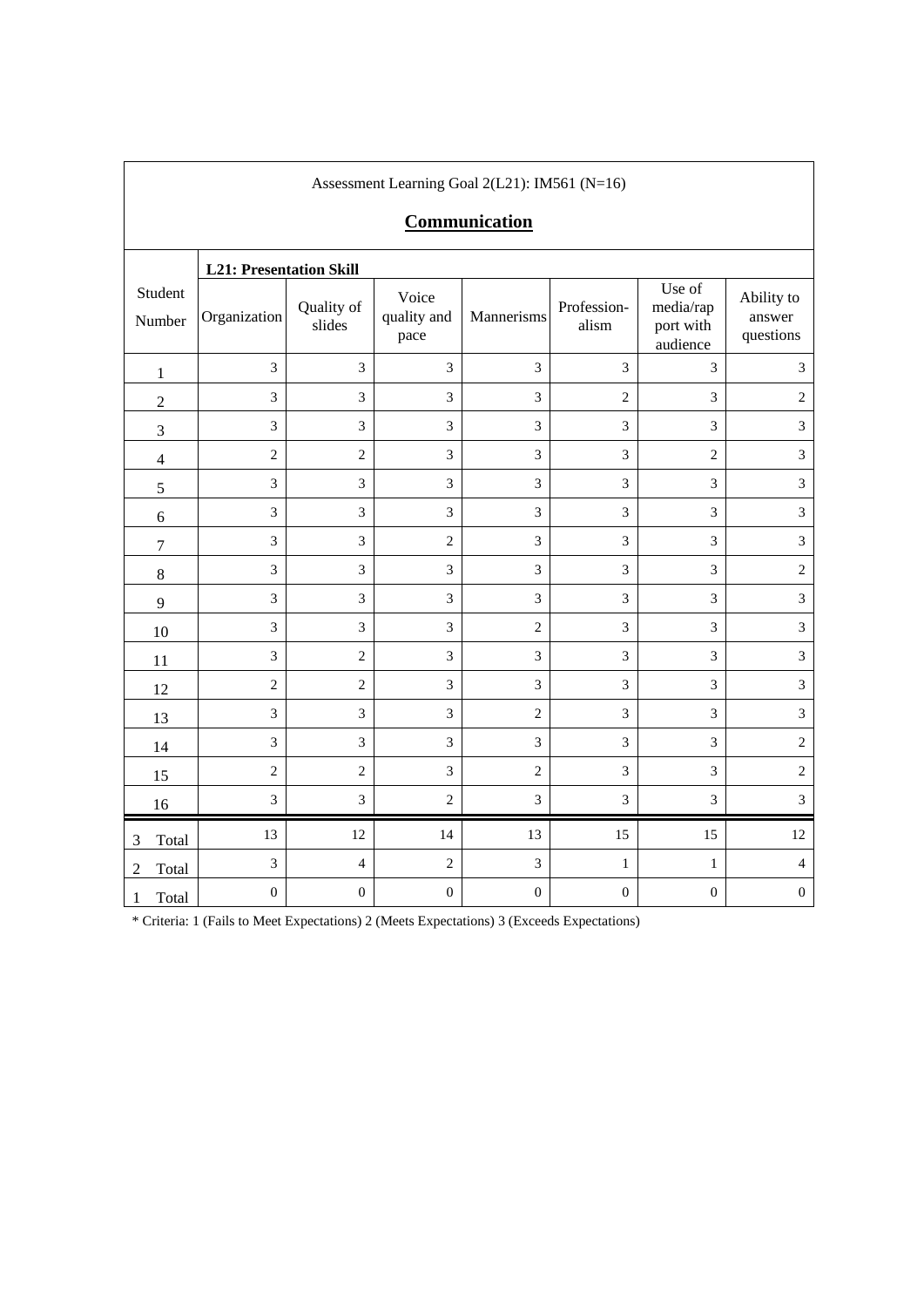Assessment Learning Goal 2(L21): IM561 (N=16)

## Communication

| Student Number | L21: Presentation Skill | | | | | | |
|---|---|---|---|---|---|---|---|
| | Organization | Quality of slides | Voice quality and pace | Mannerisms | Profession-alism | Use of media/rap port with audience | Ability to answer questions |
| 1 | 3 | 3 | 3 | 3 | 3 | 3 | 3 |
| 2 | 3 | 3 | 3 | 3 | 2 | 3 | 2 |
| 3 | 3 | 3 | 3 | 3 | 3 | 3 | 3 |
| 4 | 2 | 2 | 3 | 3 | 3 | 2 | 3 |
| 5 | 3 | 3 | 3 | 3 | 3 | 3 | 3 |
| 6 | 3 | 3 | 3 | 3 | 3 | 3 | 3 |
| 7 | 3 | 3 | 2 | 3 | 3 | 3 | 3 |
| 8 | 3 | 3 | 3 | 3 | 3 | 3 | 2 |
| 9 | 3 | 3 | 3 | 3 | 3 | 3 | 3 |
| 10 | 3 | 3 | 3 | 2 | 3 | 3 | 3 |
| 11 | 3 | 2 | 3 | 3 | 3 | 3 | 3 |
| 12 | 2 | 2 | 3 | 3 | 3 | 3 | 3 |
| 13 | 3 | 3 | 3 | 2 | 3 | 3 | 3 |
| 14 | 3 | 3 | 3 | 3 | 3 | 3 | 2 |
| 15 | 2 | 2 | 3 | 2 | 3 | 3 | 2 |
| 16 | 3 | 3 | 2 | 3 | 3 | 3 | 3 |
| 3 Total | 13 | 12 | 14 | 13 | 15 | 15 | 12 |
| 2 Total | 3 | 4 | 2 | 3 | 1 | 1 | 4 |
| 1 Total | 0 | 0 | 0 | 0 | 0 | 0 | 0 |

* Criteria: 1 (Fails to Meet Expectations) 2 (Meets Expectations) 3 (Exceeds Expectations)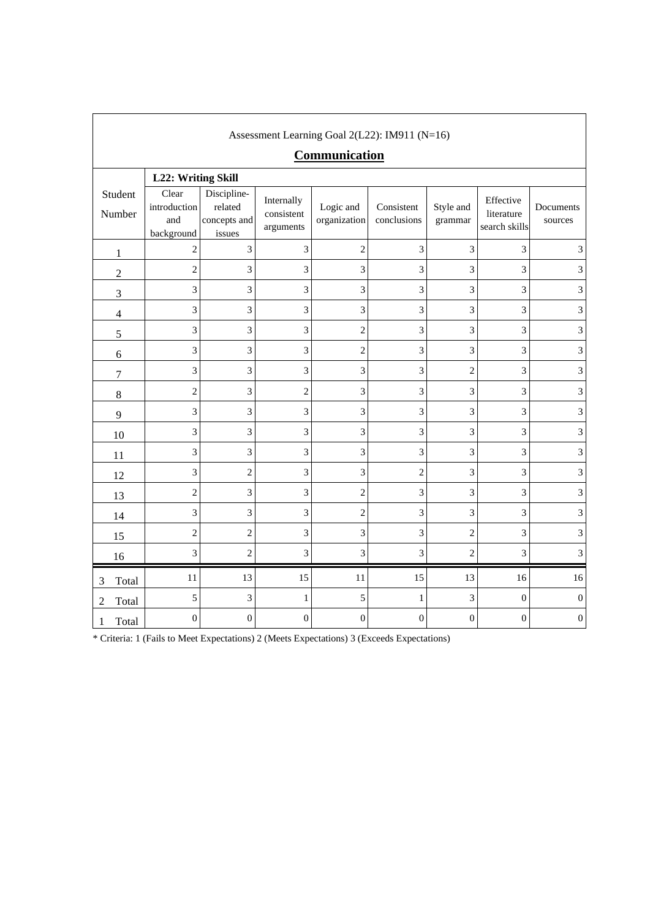Assessment Learning Goal 2(L22): IM911 (N=16)

## Communication

| Student Number | L22: Writing Skill | | | | | | | |
|---|---|---|---|---|---|---|---|---|
| | Clear introduction and background | Discipline-related concepts and issues | Internally consistent arguments | Logic and organization | Consistent conclusions | Style and grammar | Effective literature search skills | Documents sources |
| 1 | 2 | 3 | 3 | 2 | 3 | 3 | 3 | 3 |
| 2 | 2 | 3 | 3 | 3 | 3 | 3 | 3 | 3 |
| 3 | 3 | 3 | 3 | 3 | 3 | 3 | 3 | 3 |
| 4 | 3 | 3 | 3 | 3 | 3 | 3 | 3 | 3 |
| 5 | 3 | 3 | 3 | 2 | 3 | 3 | 3 | 3 |
| 6 | 3 | 3 | 3 | 2 | 3 | 3 | 3 | 3 |
| 7 | 3 | 3 | 3 | 3 | 3 | 2 | 3 | 3 |
| 8 | 2 | 3 | 2 | 3 | 3 | 3 | 3 | 3 |
| 9 | 3 | 3 | 3 | 3 | 3 | 3 | 3 | 3 |
| 10 | 3 | 3 | 3 | 3 | 3 | 3 | 3 | 3 |
| 11 | 3 | 3 | 3 | 3 | 3 | 3 | 3 | 3 |
| 12 | 3 | 2 | 3 | 3 | 2 | 3 | 3 | 3 |
| 13 | 2 | 3 | 3 | 2 | 3 | 3 | 3 | 3 |
| 14 | 3 | 3 | 3 | 2 | 3 | 3 | 3 | 3 |
| 15 | 2 | 2 | 3 | 3 | 3 | 2 | 3 | 3 |
| 16 | 3 | 2 | 3 | 3 | 3 | 2 | 3 | 3 |
| 3 Total | 11 | 13 | 15 | 11 | 15 | 13 | 16 | 16 |
| 2 Total | 5 | 3 | 1 | 5 | 1 | 3 | 0 | 0 |
| 1 Total | 0 | 0 | 0 | 0 | 0 | 0 | 0 | 0 |

* Criteria: 1 (Fails to Meet Expectations) 2 (Meets Expectations) 3 (Exceeds Expectations)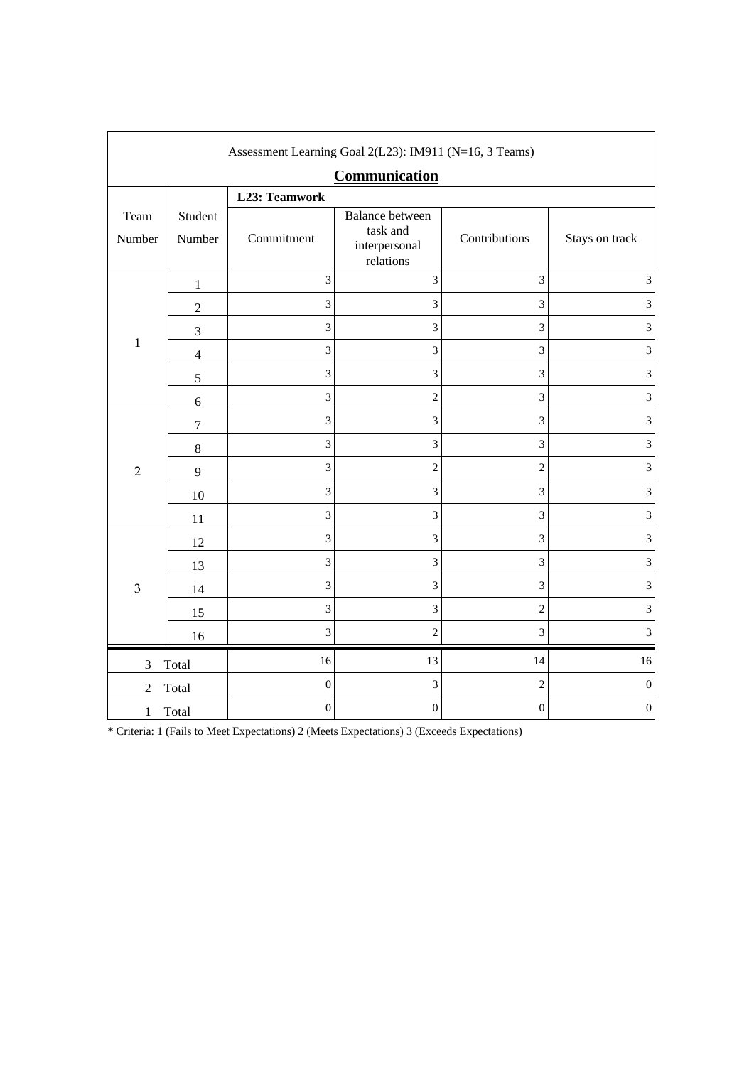Assessment Learning Goal 2(L23): IM911 (N=16, 3 Teams)

**Communication**

| Team Number | Student Number | L23: Teamwork | | | |
|---|---|---|---|---|---|
| | | Commitment | Balance between task and interpersonal relations | Contributions | Stays on track |
| 1 | 1 | 3 | 3 | 3 | 3 |
| | 2 | 3 | 3 | 3 | 3 |
| | 3 | 3 | 3 | 3 | 3 |
| | 4 | 3 | 3 | 3 | 3 |
| | 5 | 3 | 3 | 3 | 3 |
| | 6 | 3 | 2 | 3 | 3 |
| 2 | 7 | 3 | 3 | 3 | 3 |
| | 8 | 3 | 3 | 3 | 3 |
| | 9 | 3 | 2 | 2 | 3 |
| | 10 | 3 | 3 | 3 | 3 |
| | 11 | 3 | 3 | 3 | 3 |
| 3 | 12 | 3 | 3 | 3 | 3 |
| | 13 | 3 | 3 | 3 | 3 |
| | 14 | 3 | 3 | 3 | 3 |
| | 15 | 3 | 3 | 2 | 3 |
| | 16 | 3 | 2 | 3 | 3 |
| 3 | Total | 16 | 13 | 14 | 16 |
| 2 | Total | 0 | 3 | 2 | 0 |
| 1 | Total | 0 | 0 | 0 | 0 |

* Criteria: 1 (Fails to Meet Expectations) 2 (Meets Expectations) 3 (Exceeds Expectations)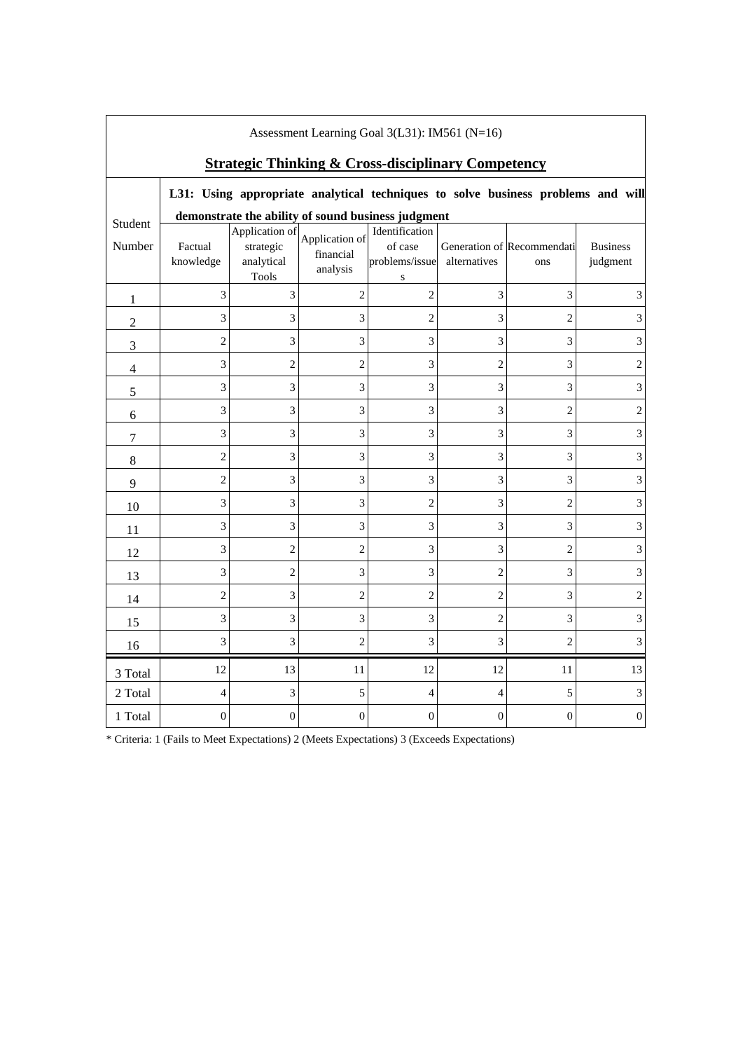Assessment Learning Goal 3(L31): IM561 (N=16)

## Strategic Thinking & Cross-disciplinary Competency

| Student Number | L31: Using appropriate analytical techniques to solve business problems and will demonstrate the ability of sound business judgment | | | | | | |
|---|---|---|---|---|---|---|---|
| | Factual knowledge | Application of strategic analytical Tools | Application of financial analysis | Identification of case problems/issues | Generation of alternatives | Recommendations | Business judgment |
| 1 | 3 | 3 | 2 | 2 | 3 | 3 | 3 |
| 2 | 3 | 3 | 3 | 2 | 3 | 2 | 3 |
| 3 | 2 | 3 | 3 | 3 | 3 | 3 | 3 |
| 4 | 3 | 2 | 2 | 3 | 2 | 3 | 2 |
| 5 | 3 | 3 | 3 | 3 | 3 | 3 | 3 |
| 6 | 3 | 3 | 3 | 3 | 3 | 2 | 2 |
| 7 | 3 | 3 | 3 | 3 | 3 | 3 | 3 |
| 8 | 2 | 3 | 3 | 3 | 3 | 3 | 3 |
| 9 | 2 | 3 | 3 | 3 | 3 | 3 | 3 |
| 10 | 3 | 3 | 3 | 2 | 3 | 2 | 3 |
| 11 | 3 | 3 | 3 | 3 | 3 | 3 | 3 |
| 12 | 3 | 2 | 2 | 3 | 3 | 2 | 3 |
| 13 | 3 | 2 | 3 | 3 | 2 | 3 | 3 |
| 14 | 2 | 3 | 2 | 2 | 2 | 3 | 2 |
| 15 | 3 | 3 | 3 | 3 | 2 | 3 | 3 |
| 16 | 3 | 3 | 2 | 3 | 3 | 2 | 3 |
| 3 Total | 12 | 13 | 11 | 12 | 12 | 11 | 13 |
| 2 Total | 4 | 3 | 5 | 4 | 4 | 5 | 3 |
| 1 Total | 0 | 0 | 0 | 0 | 0 | 0 | 0 |

* Criteria: 1 (Fails to Meet Expectations) 2 (Meets Expectations) 3 (Exceeds Expectations)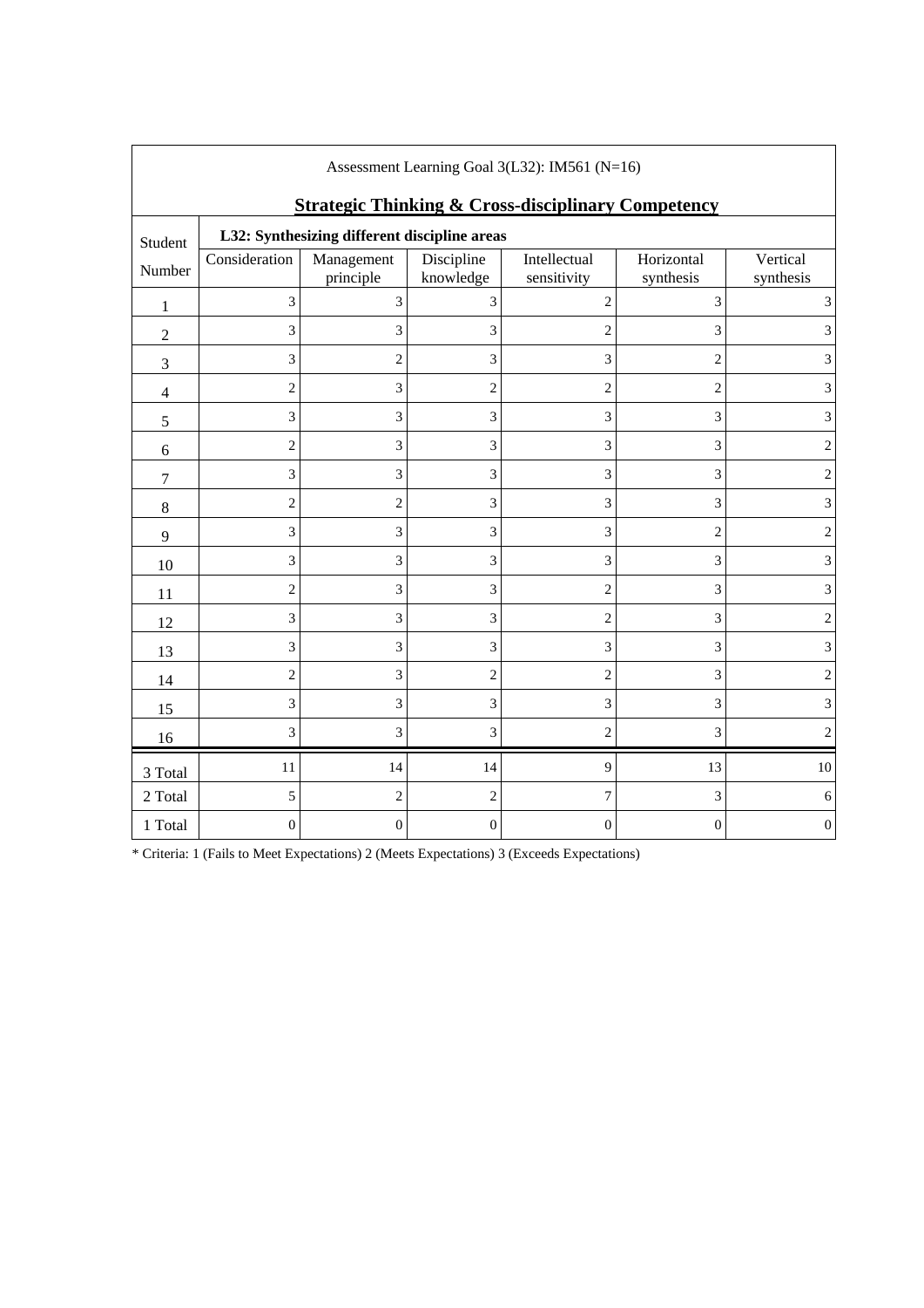Assessment Learning Goal 3(L32): IM561 (N=16)

## Strategic Thinking & Cross-disciplinary Competency

| Student Number | **L32: Synthesizing different discipline areas** | | | | | |
|---|---|---|---|---|---|---|
| | Consideration | Management principle | Discipline knowledge | Intellectual sensitivity | Horizontal synthesis | Vertical synthesis |
| 1 | 3 | 3 | 3 | 2 | 3 | 3 |
| 2 | 3 | 3 | 3 | 2 | 3 | 3 |
| 3 | 3 | 2 | 3 | 3 | 2 | 3 |
| 4 | 2 | 3 | 2 | 2 | 2 | 3 |
| 5 | 3 | 3 | 3 | 3 | 3 | 3 |
| 6 | 2 | 3 | 3 | 3 | 3 | 2 |
| 7 | 3 | 3 | 3 | 3 | 3 | 2 |
| 8 | 2 | 2 | 3 | 3 | 3 | 3 |
| 9 | 3 | 3 | 3 | 3 | 2 | 2 |
| 10 | 3 | 3 | 3 | 3 | 3 | 3 |
| 11 | 2 | 3 | 3 | 2 | 3 | 3 |
| 12 | 3 | 3 | 3 | 2 | 3 | 2 |
| 13 | 3 | 3 | 3 | 3 | 3 | 3 |
| 14 | 2 | 3 | 2 | 2 | 3 | 2 |
| 15 | 3 | 3 | 3 | 3 | 3 | 3 |
| 16 | 3 | 3 | 3 | 2 | 3 | 2 |
| 3 Total | 11 | 14 | 14 | 9 | 13 | 10 |
| 2 Total | 5 | 2 | 2 | 7 | 3 | 6 |
| 1 Total | 0 | 0 | 0 | 0 | 0 | 0 |

* Criteria: 1 (Fails to Meet Expectations) 2 (Meets Expectations) 3 (Exceeds Expectations)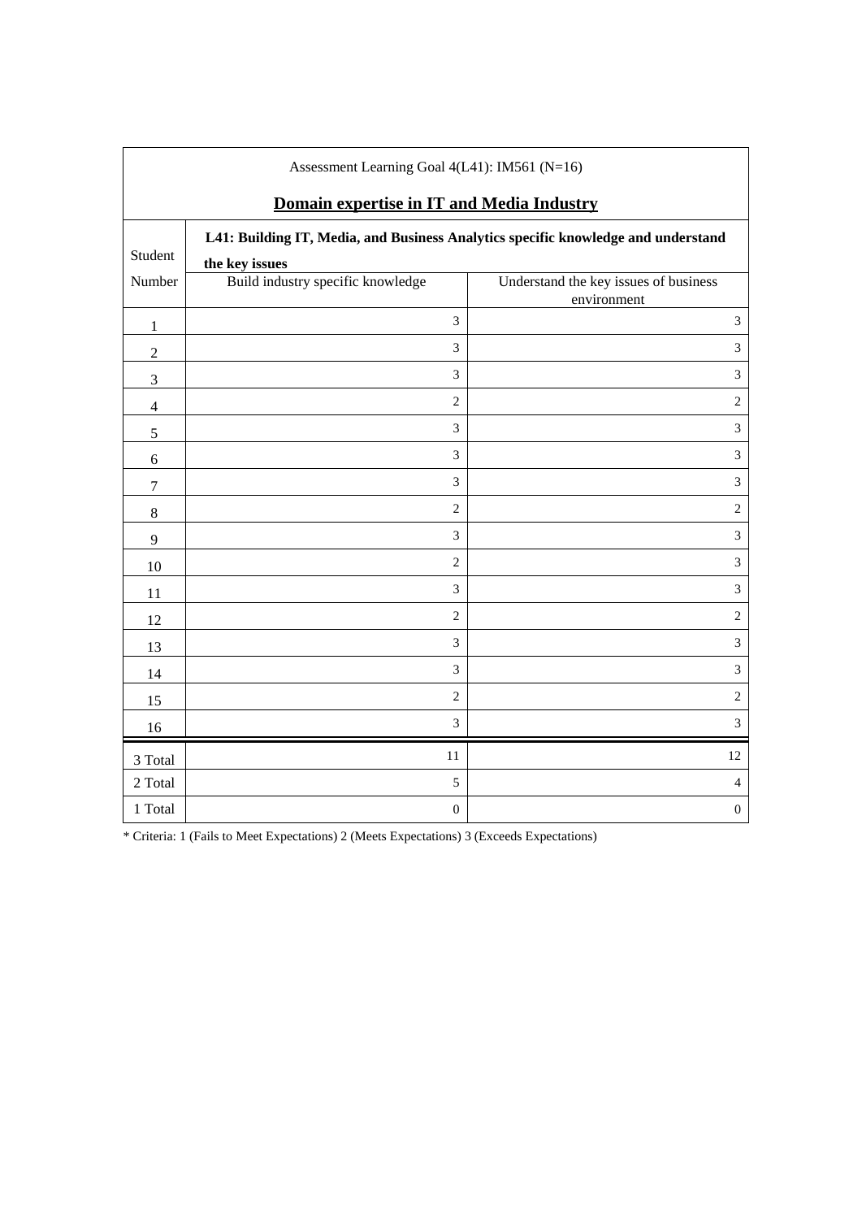| Assessment Learning Goal 4(L41): IM561 (N=16)<br>**Domain expertise in IT and Media Industry** | | |
|---|---|---|
| Student Number | **L41: Building IT, Media, and Business Analytics specific knowledge and understand the key issues** | |
| | Build industry specific knowledge | Understand the key issues of business environment |
| 1 | 3 | 3 |
| 2 | 3 | 3 |
| 3 | 3 | 3 |
| 4 | 2 | 2 |
| 5 | 3 | 3 |
| 6 | 3 | 3 |
| 7 | 3 | 3 |
| 8 | 2 | 2 |
| 9 | 3 | 3 |
| 10 | 2 | 3 |
| 11 | 3 | 3 |
| 12 | 2 | 2 |
| 13 | 3 | 3 |
| 14 | 3 | 3 |
| 15 | 2 | 2 |
| 16 | 3 | 3 |
| 3 Total | 11 | 12 |
| 2 Total | 5 | 4 |
| 1 Total | 0 | 0 |

* Criteria: 1 (Fails to Meet Expectations) 2 (Meets Expectations) 3 (Exceeds Expectations)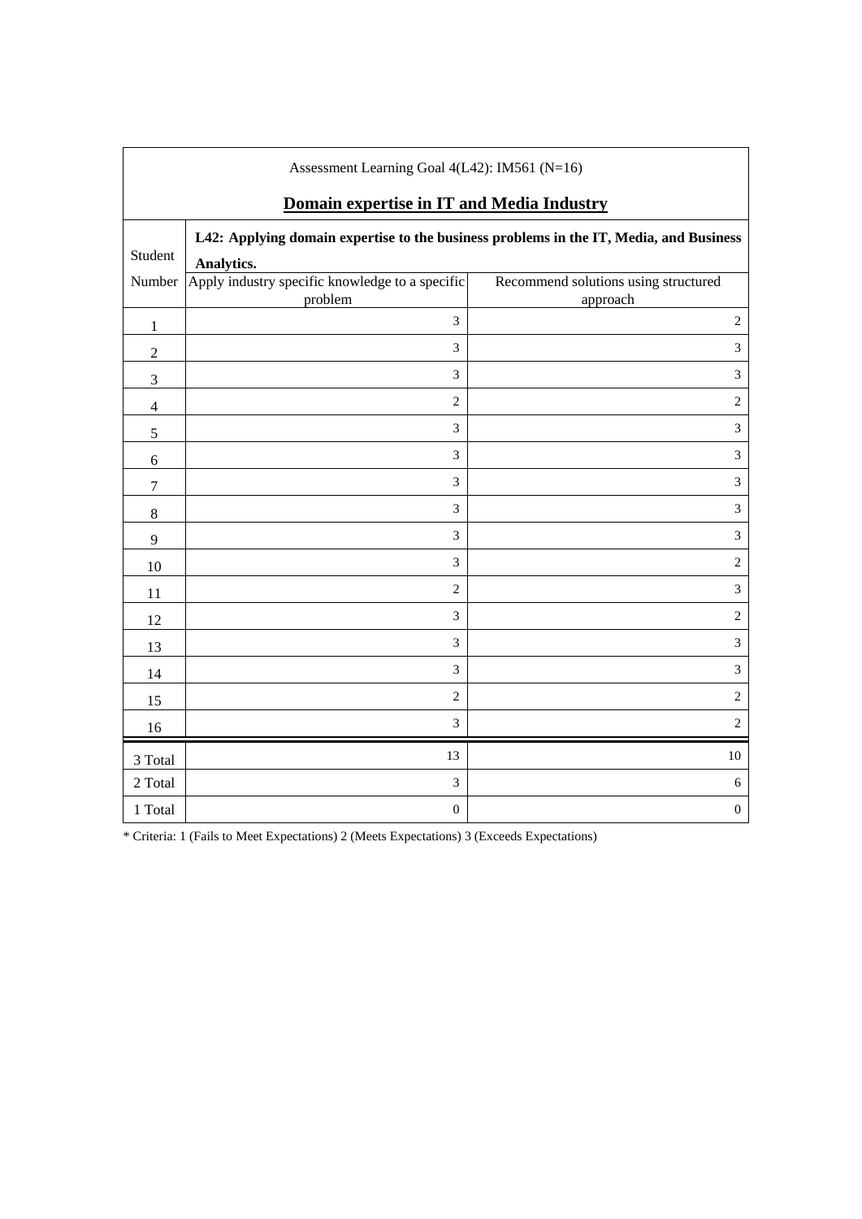Assessment Learning Goal 4(L42): IM561 (N=16)

**Domain expertise in IT and Media Industry**

| Student Number | **L42: Applying domain expertise to the business problems in the IT, Media, and Business Analytics.** | |
|---|---|---|
| | Apply industry specific knowledge to a specific problem | Recommend solutions using structured approach |
| 1 | 3 | 2 |
| 2 | 3 | 3 |
| 3 | 3 | 3 |
| 4 | 2 | 2 |
| 5 | 3 | 3 |
| 6 | 3 | 3 |
| 7 | 3 | 3 |
| 8 | 3 | 3 |
| 9 | 3 | 3 |
| 10 | 3 | 2 |
| 11 | 2 | 3 |
| 12 | 3 | 2 |
| 13 | 3 | 3 |
| 14 | 3 | 3 |
| 15 | 2 | 2 |
| 16 | 3 | 2 |
| 3 Total | 13 | 10 |
| 2 Total | 3 | 6 |
| 1 Total | 0 | 0 |

* Criteria: 1 (Fails to Meet Expectations) 2 (Meets Expectations) 3 (Exceeds Expectations)